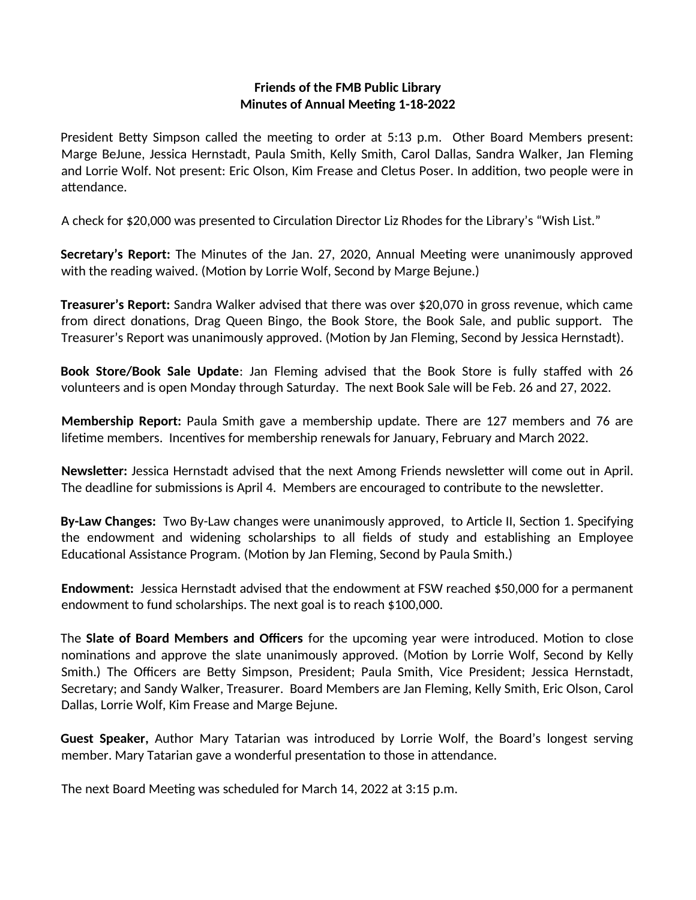**Friends of the FMB Public Library**
**Minutes of Annual Meeting 1-18-2022**

President Betty Simpson called the meeting to order at 5:13 p.m. Other Board Members present: Marge BeJune, Jessica Hernstadt, Paula Smith, Kelly Smith, Carol Dallas, Sandra Walker, Jan Fleming and Lorrie Wolf. Not present: Eric Olson, Kim Frease and Cletus Poser. In addition, two people were in attendance.

A check for $20,000 was presented to Circulation Director Liz Rhodes for the Library's "Wish List."

**Secretary's Report:** The Minutes of the Jan. 27, 2020, Annual Meeting were unanimously approved with the reading waived. (Motion by Lorrie Wolf, Second by Marge Bejune.)

**Treasurer's Report:** Sandra Walker advised that there was over $20,070 in gross revenue, which came from direct donations, Drag Queen Bingo, the Book Store, the Book Sale, and public support. The Treasurer's Report was unanimously approved. (Motion by Jan Fleming, Second by Jessica Hernstadt).

**Book Store/Book Sale Update**: Jan Fleming advised that the Book Store is fully staffed with 26 volunteers and is open Monday through Saturday. The next Book Sale will be Feb. 26 and 27, 2022.

**Membership Report:** Paula Smith gave a membership update. There are 127 members and 76 are lifetime members. Incentives for membership renewals for January, February and March 2022.

**Newsletter:** Jessica Hernstadt advised that the next Among Friends newsletter will come out in April. The deadline for submissions is April 4. Members are encouraged to contribute to the newsletter.

**By-Law Changes:** Two By-Law changes were unanimously approved, to Article II, Section 1. Specifying the endowment and widening scholarships to all fields of study and establishing an Employee Educational Assistance Program. (Motion by Jan Fleming, Second by Paula Smith.)

**Endowment:** Jessica Hernstadt advised that the endowment at FSW reached $50,000 for a permanent endowment to fund scholarships. The next goal is to reach $100,000.

The **Slate of Board Members and Officers** for the upcoming year were introduced. Motion to close nominations and approve the slate unanimously approved. (Motion by Lorrie Wolf, Second by Kelly Smith.) The Officers are Betty Simpson, President; Paula Smith, Vice President; Jessica Hernstadt, Secretary; and Sandy Walker, Treasurer. Board Members are Jan Fleming, Kelly Smith, Eric Olson, Carol Dallas, Lorrie Wolf, Kim Frease and Marge Bejune.

**Guest Speaker,** Author Mary Tatarian was introduced by Lorrie Wolf, the Board's longest serving member. Mary Tatarian gave a wonderful presentation to those in attendance.

The next Board Meeting was scheduled for March 14, 2022 at 3:15 p.m.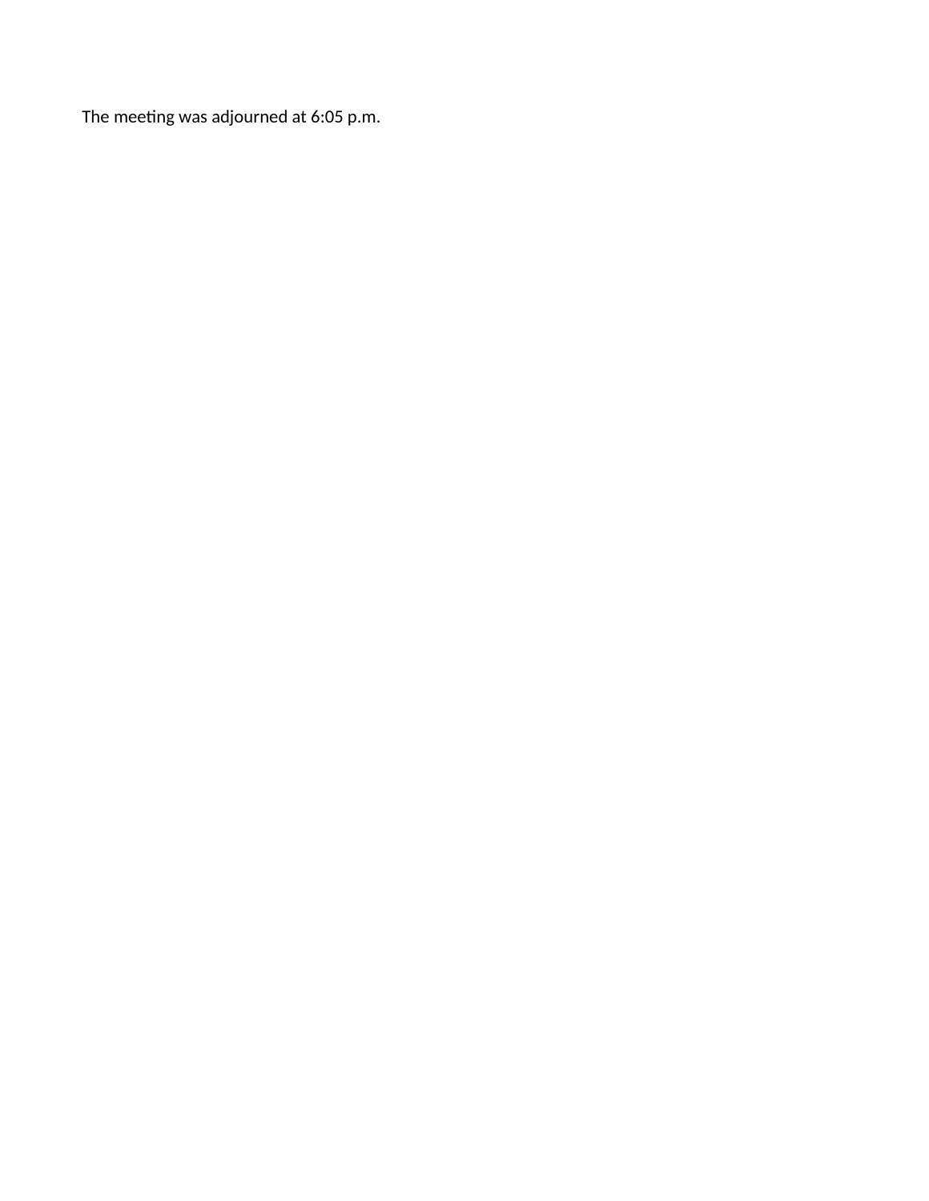The meeting was adjourned at 6:05 p.m.